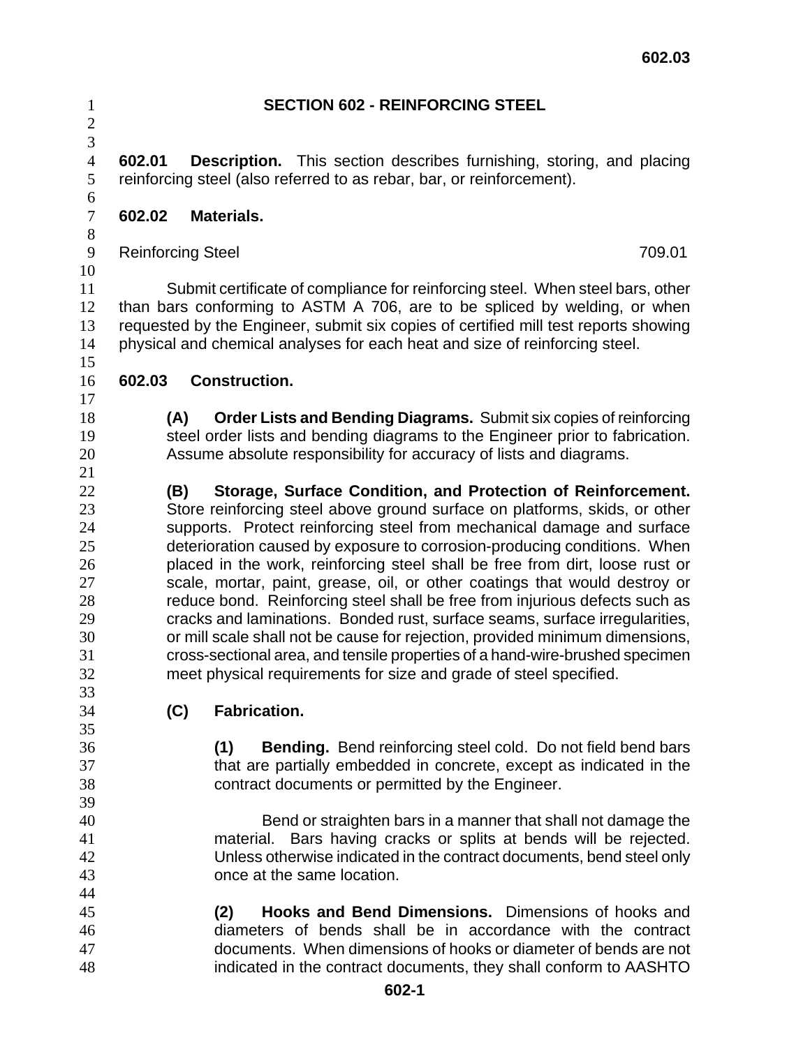# SECTION 602 - REINFORCING STEEL

**602.01 Description.** This section describes furnishing, storing, and placing reinforcing steel (also referred to as rebar, bar, or reinforcement).

**602.02 Materials.**

| | |
|---|---|
| Reinforcing Steel | 709.01 |

Submit certificate of compliance for reinforcing steel. When steel bars, other than bars conforming to ASTM A 706, are to be spliced by welding, or when requested by the Engineer, submit six copies of certified mill test reports showing physical and chemical analyses for each heat and size of reinforcing steel.

**602.03 Construction.**

**(A) Order Lists and Bending Diagrams.** Submit six copies of reinforcing steel order lists and bending diagrams to the Engineer prior to fabrication. Assume absolute responsibility for accuracy of lists and diagrams.

**(B) Storage, Surface Condition, and Protection of Reinforcement.** Store reinforcing steel above ground surface on platforms, skids, or other supports. Protect reinforcing steel from mechanical damage and surface deterioration caused by exposure to corrosion-producing conditions. When placed in the work, reinforcing steel shall be free from dirt, loose rust or scale, mortar, paint, grease, oil, or other coatings that would destroy or reduce bond. Reinforcing steel shall be free from injurious defects such as cracks and laminations. Bonded rust, surface seams, surface irregularities, or mill scale shall not be cause for rejection, provided minimum dimensions, cross-sectional area, and tensile properties of a hand-wire-brushed specimen meet physical requirements for size and grade of steel specified.

**(C) Fabrication.**

**(1) Bending.** Bend reinforcing steel cold. Do not field bend bars that are partially embedded in concrete, except as indicated in the contract documents or permitted by the Engineer.

Bend or straighten bars in a manner that shall not damage the material. Bars having cracks or splits at bends will be rejected. Unless otherwise indicated in the contract documents, bend steel only once at the same location.

**(2) Hooks and Bend Dimensions.** Dimensions of hooks and diameters of bends shall be in accordance with the contract documents. When dimensions of hooks or diameter of bends are not indicated in the contract documents, they shall conform to AASHTO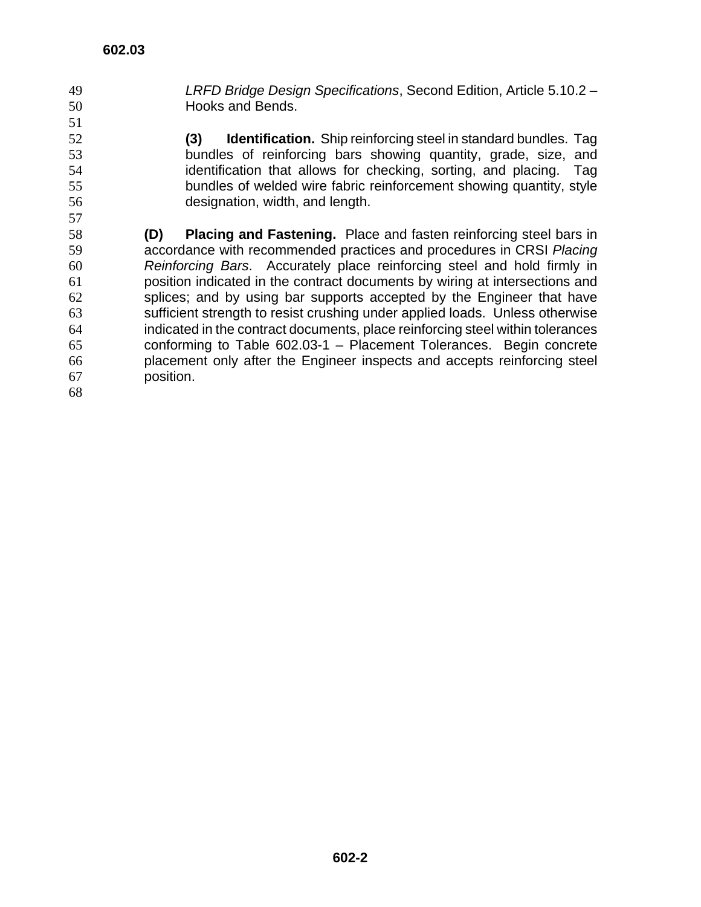*LRFD Bridge Design Specifications*, Second Edition, Article 5.10.2 – Hooks and Bends.

**(3) Identification.** Ship reinforcing steel in standard bundles. Tag bundles of reinforcing bars showing quantity, grade, size, and identification that allows for checking, sorting, and placing. Tag bundles of welded wire fabric reinforcement showing quantity, style designation, width, and length.

**(D) Placing and Fastening.** Place and fasten reinforcing steel bars in accordance with recommended practices and procedures in CRSI *Placing Reinforcing Bars*. Accurately place reinforcing steel and hold firmly in position indicated in the contract documents by wiring at intersections and splices; and by using bar supports accepted by the Engineer that have sufficient strength to resist crushing under applied loads. Unless otherwise indicated in the contract documents, place reinforcing steel within tolerances conforming to Table 602.03-1 – Placement Tolerances. Begin concrete placement only after the Engineer inspects and accepts reinforcing steel position.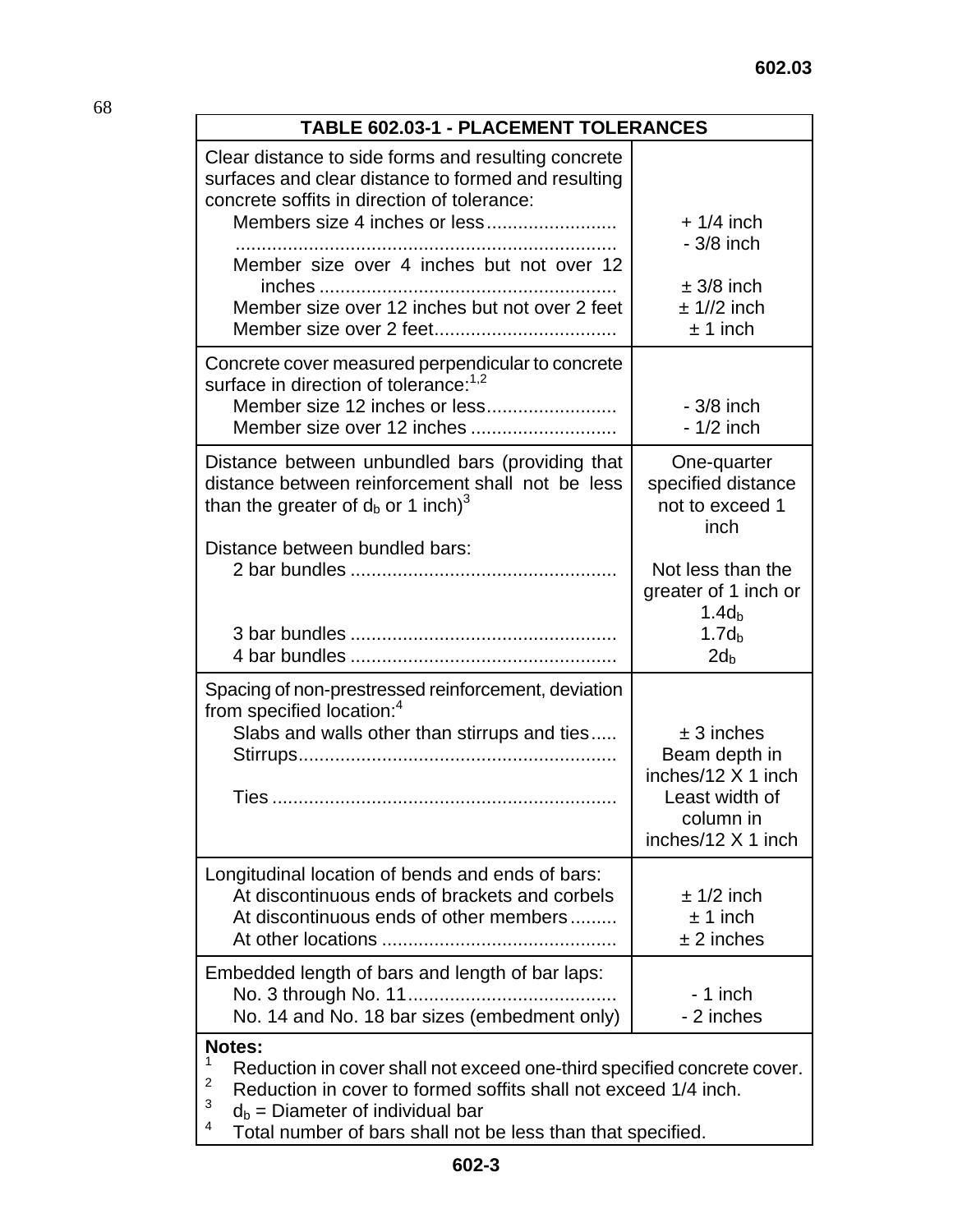| TABLE 602.03-1 - PLACEMENT TOLERANCES | |
|---|---|
| Clear distance to side forms and resulting concrete surfaces and clear distance to formed and resulting concrete soffits in direction of tolerance: | |
| Members size 4 inches or less | + 1/4 inch<br>- 3/8 inch |
| Member size over 4 inches but not over 12 inches | ± 3/8 inch |
| Member size over 12 inches but not over 2 feet | ± 1//2 inch |
| Member size over 2 feet | ± 1 inch |
| Concrete cover measured perpendicular to concrete surface in direction of tolerance:[1,2] | |
| Member size 12 inches or less | - 3/8 inch |
| Member size over 12 inches | - 1/2 inch |
| Distance between unbundled bars (providing that distance between reinforcement shall not be less than the greater of $d_b$ or 1 inch)[3] | One-quarter specified distance not to exceed 1 inch |
| Distance between bundled bars: | |
| 2 bar bundles | Not less than the greater of 1 inch or $1.4d_b$ |
| 3 bar bundles | $1.7d_b$ |
| 4 bar bundles | $2d_b$ |
| Spacing of non-prestressed reinforcement, deviation from specified location:[4] | |
| Slabs and walls other than stirrups and ties | ± 3 inches |
| Stirrups | Beam depth in inches/12 X 1 inch |
| Ties | Least width of column in inches/12 X 1 inch |
| Longitudinal location of bends and ends of bars: | |
| At discontinuous ends of brackets and corbels | ± 1/2 inch |
| At discontinuous ends of other members | ± 1 inch |
| At other locations | ± 2 inches |
| Embedded length of bars and length of bar laps: | |
| No. 3 through No. 11 | - 1 inch |
| No. 14 and No. 18 bar sizes (embedment only) | - 2 inches |

**Notes:**

[1] Reduction in cover shall not exceed one-third specified concrete cover.
[2] Reduction in cover to formed soffits shall not exceed 1/4 inch.
[3] $d_b$ = Diameter of individual bar
[4] Total number of bars shall not be less than that specified.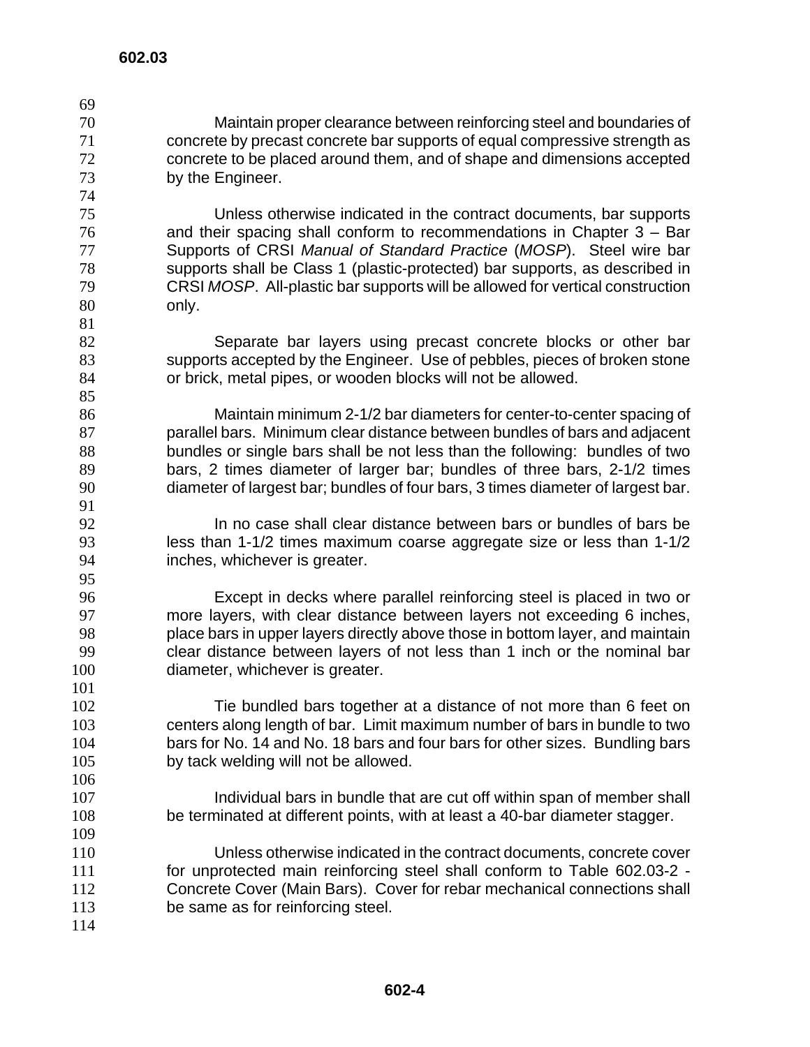Maintain proper clearance between reinforcing steel and boundaries of concrete by precast concrete bar supports of equal compressive strength as concrete to be placed around them, and of shape and dimensions accepted by the Engineer.

Unless otherwise indicated in the contract documents, bar supports and their spacing shall conform to recommendations in Chapter 3 – Bar Supports of CRSI *Manual of Standard Practice* (*MOSP*). Steel wire bar supports shall be Class 1 (plastic-protected) bar supports, as described in CRSI *MOSP*. All-plastic bar supports will be allowed for vertical construction only.

Separate bar layers using precast concrete blocks or other bar supports accepted by the Engineer. Use of pebbles, pieces of broken stone or brick, metal pipes, or wooden blocks will not be allowed.

Maintain minimum 2-1/2 bar diameters for center-to-center spacing of parallel bars. Minimum clear distance between bundles of bars and adjacent bundles or single bars shall be not less than the following: bundles of two bars, 2 times diameter of larger bar; bundles of three bars, 2-1/2 times diameter of largest bar; bundles of four bars, 3 times diameter of largest bar.

In no case shall clear distance between bars or bundles of bars be less than 1-1/2 times maximum coarse aggregate size or less than 1-1/2 inches, whichever is greater.

Except in decks where parallel reinforcing steel is placed in two or more layers, with clear distance between layers not exceeding 6 inches, place bars in upper layers directly above those in bottom layer, and maintain clear distance between layers of not less than 1 inch or the nominal bar diameter, whichever is greater.

Tie bundled bars together at a distance of not more than 6 feet on centers along length of bar. Limit maximum number of bars in bundle to two bars for No. 14 and No. 18 bars and four bars for other sizes. Bundling bars by tack welding will not be allowed.

Individual bars in bundle that are cut off within span of member shall be terminated at different points, with at least a 40-bar diameter stagger.

Unless otherwise indicated in the contract documents, concrete cover for unprotected main reinforcing steel shall conform to Table 602.03-2 - Concrete Cover (Main Bars). Cover for rebar mechanical connections shall be same as for reinforcing steel.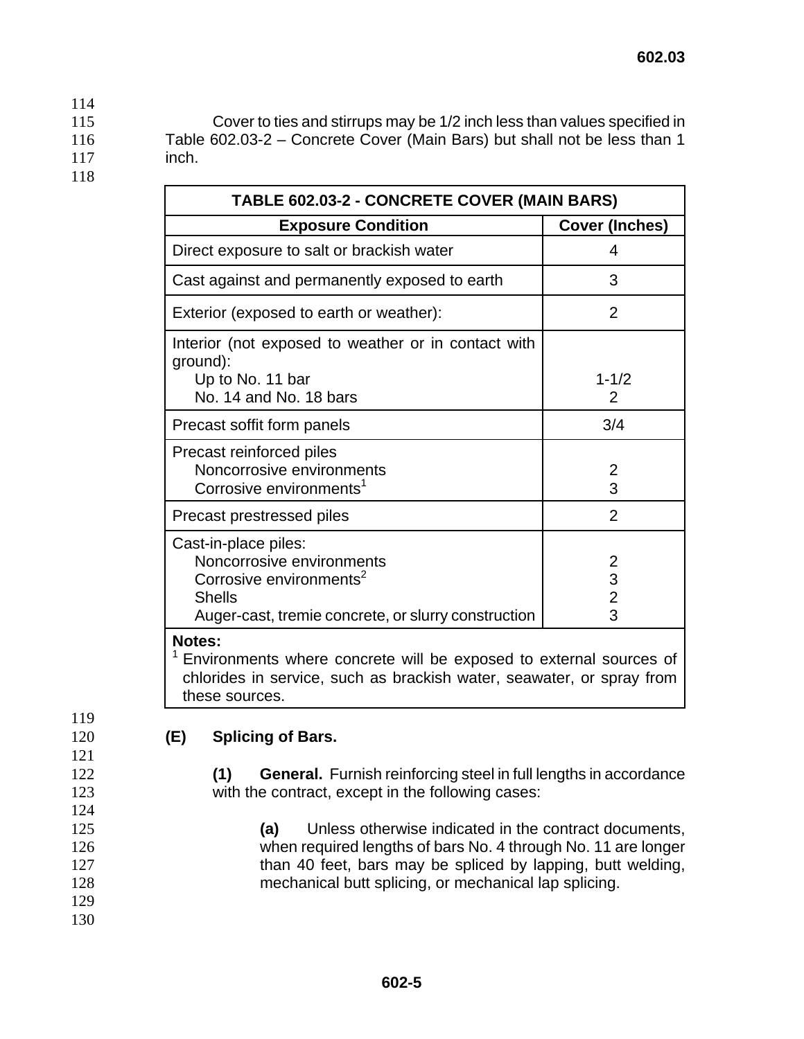Cover to ties and stirrups may be 1/2 inch less than values specified in Table 602.03-2 – Concrete Cover (Main Bars) but shall not be less than 1 inch.

| TABLE 602.03-2 - CONCRETE COVER (MAIN BARS) | |
|---|---|
| **Exposure Condition** | **Cover (Inches)** |
| Direct exposure to salt or brackish water | 4 |
| Cast against and permanently exposed to earth | 3 |
| Exterior (exposed to earth or weather): | 2 |
| Interior (not exposed to weather or in contact with ground):<br>Up to No. 11 bar<br>No. 14 and No. 18 bars | <br>1-1/2<br>2 |
| Precast soffit form panels | 3/4 |
| Precast reinforced piles<br>Noncorrosive environments<br>Corrosive environments[1] | <br>2<br>3 |
| Precast prestressed piles | 2 |
| Cast-in-place piles:<br>Noncorrosive environments<br>Corrosive environments[2]<br>Shells<br>Auger-cast, tremie concrete, or slurry construction | <br>2<br>3<br>2<br>3 |

**Notes:**
[1] Environments where concrete will be exposed to external sources of chlorides in service, such as brackish water, seawater, or spray from these sources.

**(E) Splicing of Bars.**

**(1) General.** Furnish reinforcing steel in full lengths in accordance with the contract, except in the following cases:

**(a)** Unless otherwise indicated in the contract documents, when required lengths of bars No. 4 through No. 11 are longer than 40 feet, bars may be spliced by lapping, butt welding, mechanical butt splicing, or mechanical lap splicing.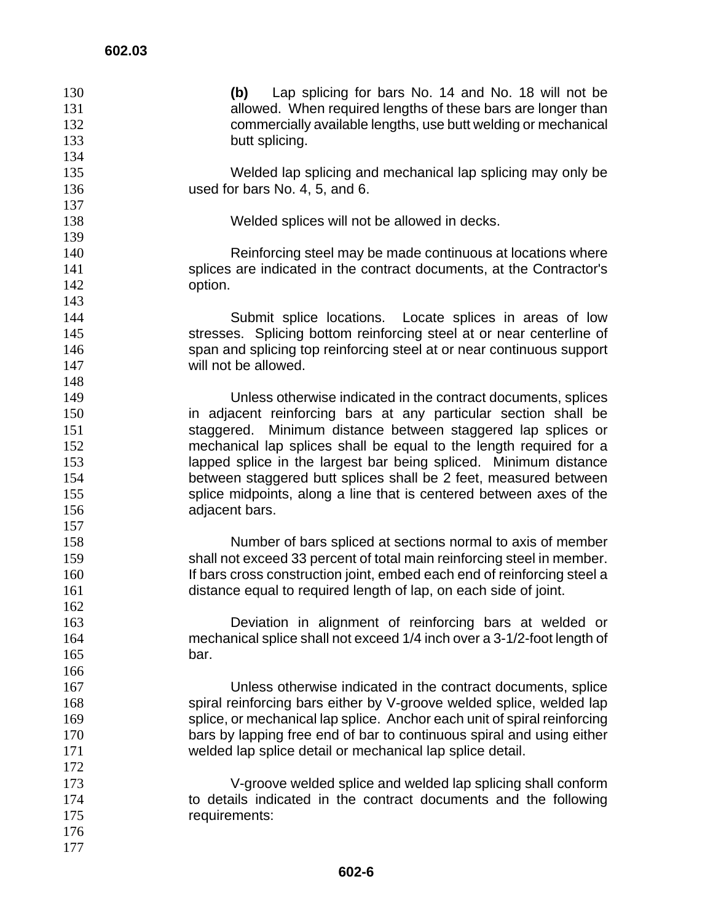**(b)** Lap splicing for bars No. 14 and No. 18 will not be allowed. When required lengths of these bars are longer than commercially available lengths, use butt welding or mechanical butt splicing.

Welded lap splicing and mechanical lap splicing may only be used for bars No. 4, 5, and 6.

Welded splices will not be allowed in decks.

Reinforcing steel may be made continuous at locations where splices are indicated in the contract documents, at the Contractor's option.

Submit splice locations. Locate splices in areas of low stresses. Splicing bottom reinforcing steel at or near centerline of span and splicing top reinforcing steel at or near continuous support will not be allowed.

Unless otherwise indicated in the contract documents, splices in adjacent reinforcing bars at any particular section shall be staggered. Minimum distance between staggered lap splices or mechanical lap splices shall be equal to the length required for a lapped splice in the largest bar being spliced. Minimum distance between staggered butt splices shall be 2 feet, measured between splice midpoints, along a line that is centered between axes of the adjacent bars.

Number of bars spliced at sections normal to axis of member shall not exceed 33 percent of total main reinforcing steel in member. If bars cross construction joint, embed each end of reinforcing steel a distance equal to required length of lap, on each side of joint.

Deviation in alignment of reinforcing bars at welded or mechanical splice shall not exceed 1/4 inch over a 3-1/2-foot length of bar.

Unless otherwise indicated in the contract documents, splice spiral reinforcing bars either by V-groove welded splice, welded lap splice, or mechanical lap splice. Anchor each unit of spiral reinforcing bars by lapping free end of bar to continuous spiral and using either welded lap splice detail or mechanical lap splice detail.

V-groove welded splice and welded lap splicing shall conform to details indicated in the contract documents and the following requirements: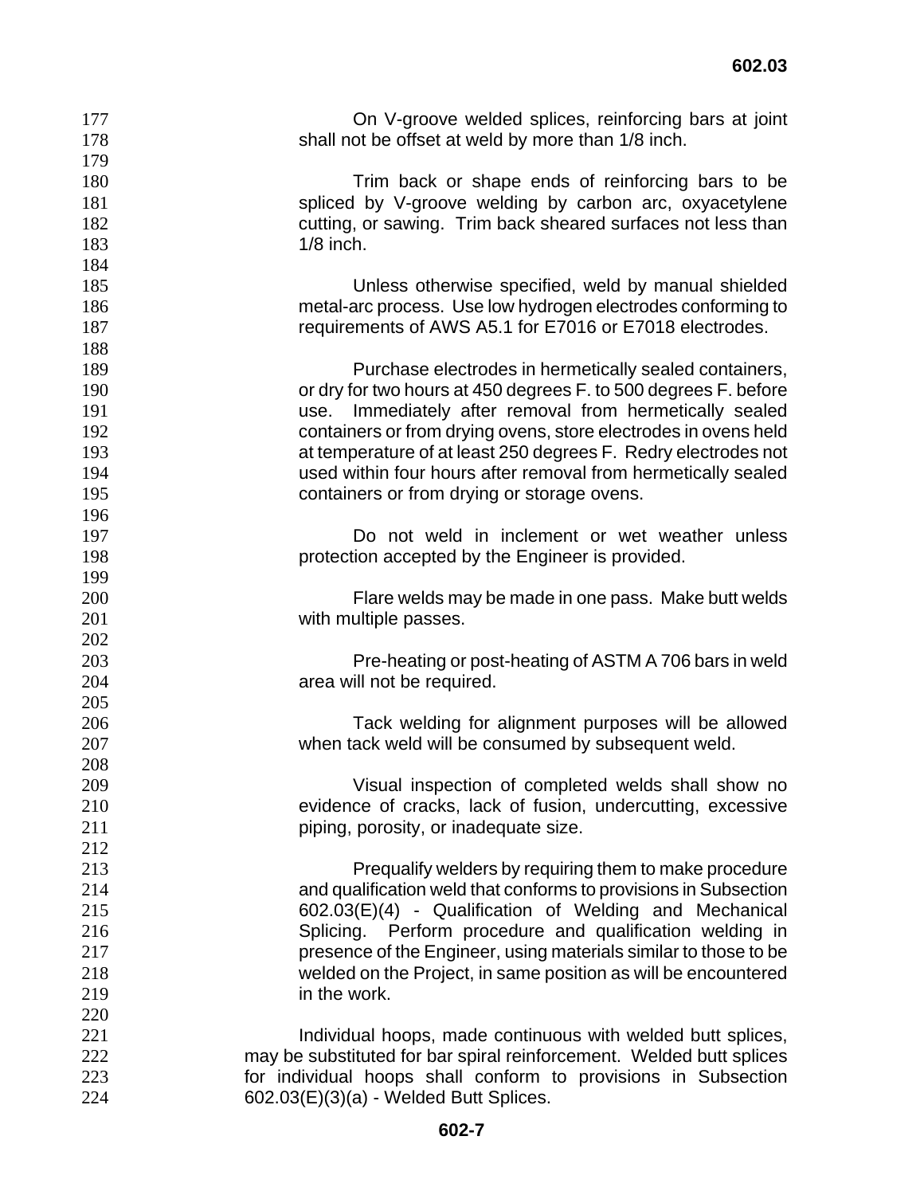On V-groove welded splices, reinforcing bars at joint shall not be offset at weld by more than 1/8 inch.

Trim back or shape ends of reinforcing bars to be spliced by V-groove welding by carbon arc, oxyacetylene cutting, or sawing. Trim back sheared surfaces not less than 1/8 inch.

Unless otherwise specified, weld by manual shielded metal-arc process. Use low hydrogen electrodes conforming to requirements of AWS A5.1 for E7016 or E7018 electrodes.

Purchase electrodes in hermetically sealed containers, or dry for two hours at 450 degrees F. to 500 degrees F. before use. Immediately after removal from hermetically sealed containers or from drying ovens, store electrodes in ovens held at temperature of at least 250 degrees F. Redry electrodes not used within four hours after removal from hermetically sealed containers or from drying or storage ovens.

Do not weld in inclement or wet weather unless protection accepted by the Engineer is provided.

Flare welds may be made in one pass. Make butt welds with multiple passes.

Pre-heating or post-heating of ASTM A 706 bars in weld area will not be required.

Tack welding for alignment purposes will be allowed when tack weld will be consumed by subsequent weld.

Visual inspection of completed welds shall show no evidence of cracks, lack of fusion, undercutting, excessive piping, porosity, or inadequate size.

Prequalify welders by requiring them to make procedure and qualification weld that conforms to provisions in Subsection 602.03(E)(4) - Qualification of Welding and Mechanical Splicing. Perform procedure and qualification welding in presence of the Engineer, using materials similar to those to be welded on the Project, in same position as will be encountered in the work.

Individual hoops, made continuous with welded butt splices, may be substituted for bar spiral reinforcement. Welded butt splices for individual hoops shall conform to provisions in Subsection 602.03(E)(3)(a) - Welded Butt Splices.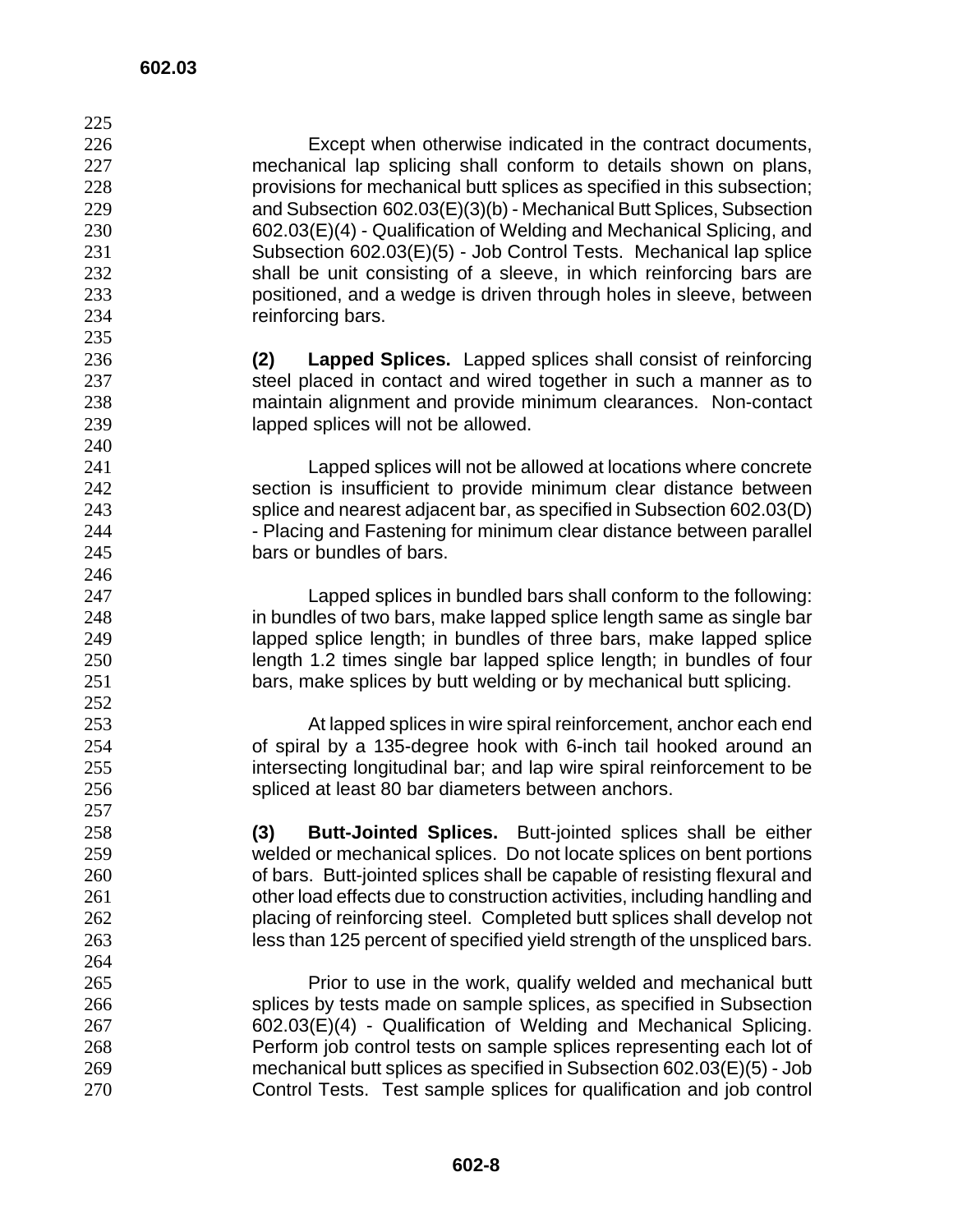Except when otherwise indicated in the contract documents, mechanical lap splicing shall conform to details shown on plans, provisions for mechanical butt splices as specified in this subsection; and Subsection 602.03(E)(3)(b) - Mechanical Butt Splices, Subsection 602.03(E)(4) - Qualification of Welding and Mechanical Splicing, and Subsection 602.03(E)(5) - Job Control Tests. Mechanical lap splice shall be unit consisting of a sleeve, in which reinforcing bars are positioned, and a wedge is driven through holes in sleeve, between reinforcing bars.

**(2) Lapped Splices.** Lapped splices shall consist of reinforcing steel placed in contact and wired together in such a manner as to maintain alignment and provide minimum clearances. Non-contact lapped splices will not be allowed.

Lapped splices will not be allowed at locations where concrete section is insufficient to provide minimum clear distance between splice and nearest adjacent bar, as specified in Subsection 602.03(D) - Placing and Fastening for minimum clear distance between parallel bars or bundles of bars.

Lapped splices in bundled bars shall conform to the following: in bundles of two bars, make lapped splice length same as single bar lapped splice length; in bundles of three bars, make lapped splice length 1.2 times single bar lapped splice length; in bundles of four bars, make splices by butt welding or by mechanical butt splicing.

At lapped splices in wire spiral reinforcement, anchor each end of spiral by a 135-degree hook with 6-inch tail hooked around an intersecting longitudinal bar; and lap wire spiral reinforcement to be spliced at least 80 bar diameters between anchors.

**(3) Butt-Jointed Splices.** Butt-jointed splices shall be either welded or mechanical splices. Do not locate splices on bent portions of bars. Butt-jointed splices shall be capable of resisting flexural and other load effects due to construction activities, including handling and placing of reinforcing steel. Completed butt splices shall develop not less than 125 percent of specified yield strength of the unspliced bars.

Prior to use in the work, qualify welded and mechanical butt splices by tests made on sample splices, as specified in Subsection 602.03(E)(4) - Qualification of Welding and Mechanical Splicing. Perform job control tests on sample splices representing each lot of mechanical butt splices as specified in Subsection 602.03(E)(5) - Job Control Tests. Test sample splices for qualification and job control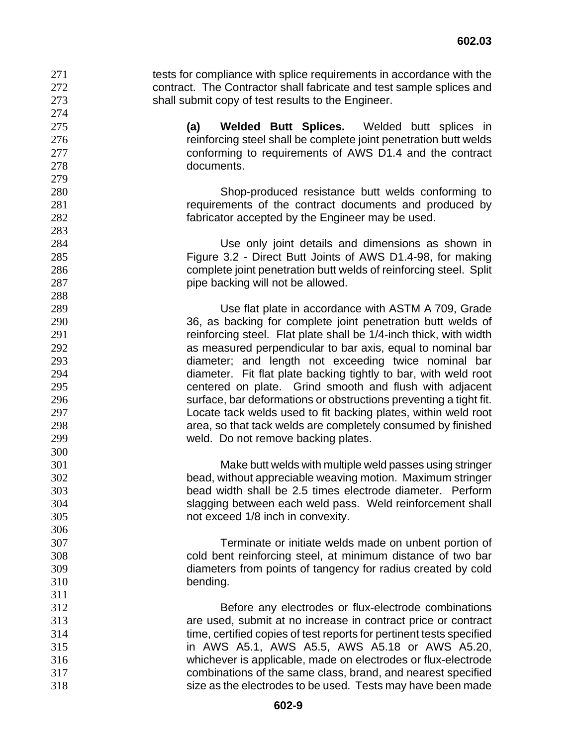tests for compliance with splice requirements in accordance with the contract. The Contractor shall fabricate and test sample splices and shall submit copy of test results to the Engineer.

**(a) Welded Butt Splices.** Welded butt splices in reinforcing steel shall be complete joint penetration butt welds conforming to requirements of AWS D1.4 and the contract documents.

Shop-produced resistance butt welds conforming to requirements of the contract documents and produced by fabricator accepted by the Engineer may be used.

Use only joint details and dimensions as shown in Figure 3.2 - Direct Butt Joints of AWS D1.4-98, for making complete joint penetration butt welds of reinforcing steel. Split pipe backing will not be allowed.

Use flat plate in accordance with ASTM A 709, Grade 36, as backing for complete joint penetration butt welds of reinforcing steel. Flat plate shall be 1/4-inch thick, with width as measured perpendicular to bar axis, equal to nominal bar diameter; and length not exceeding twice nominal bar diameter. Fit flat plate backing tightly to bar, with weld root centered on plate. Grind smooth and flush with adjacent surface, bar deformations or obstructions preventing a tight fit. Locate tack welds used to fit backing plates, within weld root area, so that tack welds are completely consumed by finished weld. Do not remove backing plates.

Make butt welds with multiple weld passes using stringer bead, without appreciable weaving motion. Maximum stringer bead width shall be 2.5 times electrode diameter. Perform slagging between each weld pass. Weld reinforcement shall not exceed 1/8 inch in convexity.

Terminate or initiate welds made on unbent portion of cold bent reinforcing steel, at minimum distance of two bar diameters from points of tangency for radius created by cold bending.

Before any electrodes or flux-electrode combinations are used, submit at no increase in contract price or contract time, certified copies of test reports for pertinent tests specified in AWS A5.1, AWS A5.5, AWS A5.18 or AWS A5.20, whichever is applicable, made on electrodes or flux-electrode combinations of the same class, brand, and nearest specified size as the electrodes to be used. Tests may have been made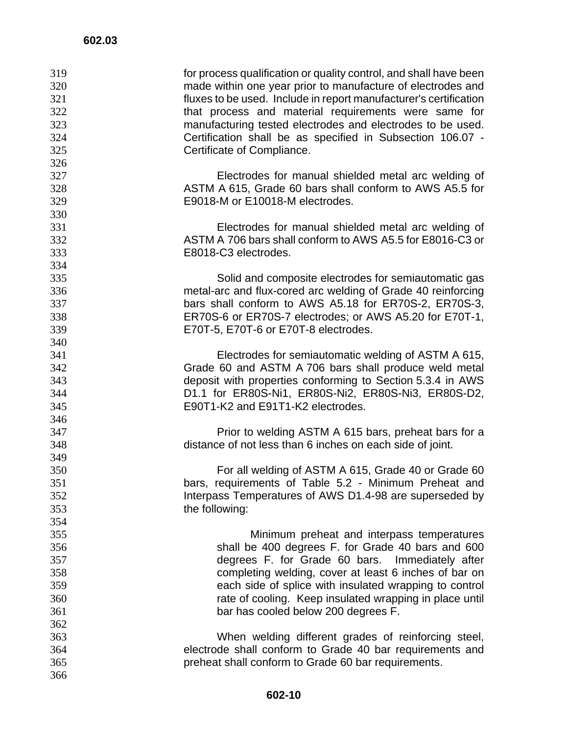for process qualification or quality control, and shall have been made within one year prior to manufacture of electrodes and fluxes to be used. Include in report manufacturer's certification that process and material requirements were same for manufacturing tested electrodes and electrodes to be used. Certification shall be as specified in Subsection 106.07 - Certificate of Compliance.

Electrodes for manual shielded metal arc welding of ASTM A 615, Grade 60 bars shall conform to AWS A5.5 for E9018-M or E10018-M electrodes.

Electrodes for manual shielded metal arc welding of ASTM A 706 bars shall conform to AWS A5.5 for E8016-C3 or E8018-C3 electrodes.

Solid and composite electrodes for semiautomatic gas metal-arc and flux-cored arc welding of Grade 40 reinforcing bars shall conform to AWS A5.18 for ER70S-2, ER70S-3, ER70S-6 or ER70S-7 electrodes; or AWS A5.20 for E70T-1, E70T-5, E70T-6 or E70T-8 electrodes.

Electrodes for semiautomatic welding of ASTM A 615, Grade 60 and ASTM A 706 bars shall produce weld metal deposit with properties conforming to Section 5.3.4 in AWS D1.1 for ER80S-Ni1, ER80S-Ni2, ER80S-Ni3, ER80S-D2, E90T1-K2 and E91T1-K2 electrodes.

Prior to welding ASTM A 615 bars, preheat bars for a distance of not less than 6 inches on each side of joint.

For all welding of ASTM A 615, Grade 40 or Grade 60 bars, requirements of Table 5.2 - Minimum Preheat and Interpass Temperatures of AWS D1.4-98 are superseded by the following:

> Minimum preheat and interpass temperatures shall be 400 degrees F. for Grade 40 bars and 600 degrees F. for Grade 60 bars. Immediately after completing welding, cover at least 6 inches of bar on each side of splice with insulated wrapping to control rate of cooling. Keep insulated wrapping in place until bar has cooled below 200 degrees F.

When welding different grades of reinforcing steel, electrode shall conform to Grade 40 bar requirements and preheat shall conform to Grade 60 bar requirements.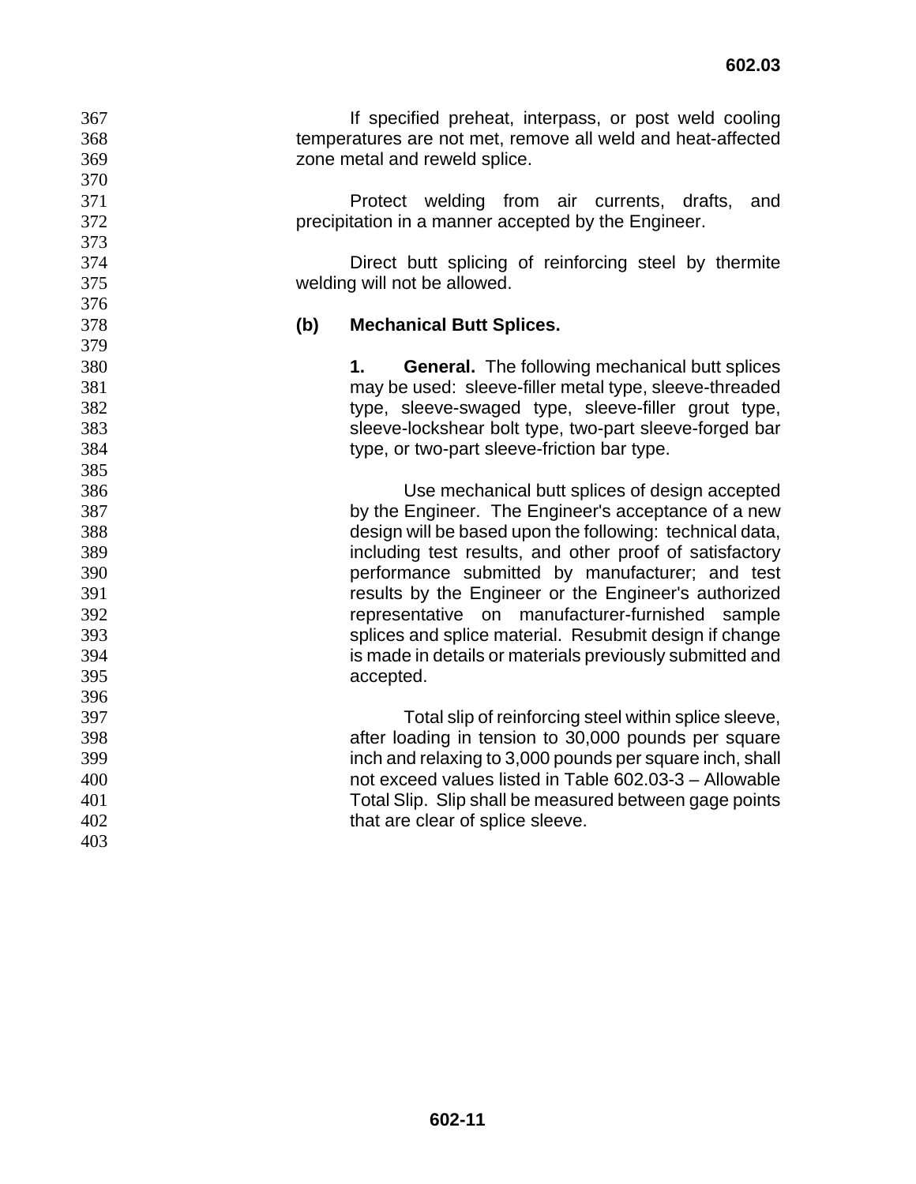If specified preheat, interpass, or post weld cooling temperatures are not met, remove all weld and heat-affected zone metal and reweld splice.

Protect welding from air currents, drafts, and precipitation in a manner accepted by the Engineer.

Direct butt splicing of reinforcing steel by thermite welding will not be allowed.

**(b) Mechanical Butt Splices.**

**1. General.** The following mechanical butt splices may be used: sleeve-filler metal type, sleeve-threaded type, sleeve-swaged type, sleeve-filler grout type, sleeve-lockshear bolt type, two-part sleeve-forged bar type, or two-part sleeve-friction bar type.

Use mechanical butt splices of design accepted by the Engineer. The Engineer's acceptance of a new design will be based upon the following: technical data, including test results, and other proof of satisfactory performance submitted by manufacturer; and test results by the Engineer or the Engineer's authorized representative on manufacturer-furnished sample splices and splice material. Resubmit design if change is made in details or materials previously submitted and accepted.

Total slip of reinforcing steel within splice sleeve, after loading in tension to 30,000 pounds per square inch and relaxing to 3,000 pounds per square inch, shall not exceed values listed in Table 602.03-3 – Allowable Total Slip. Slip shall be measured between gage points that are clear of splice sleeve.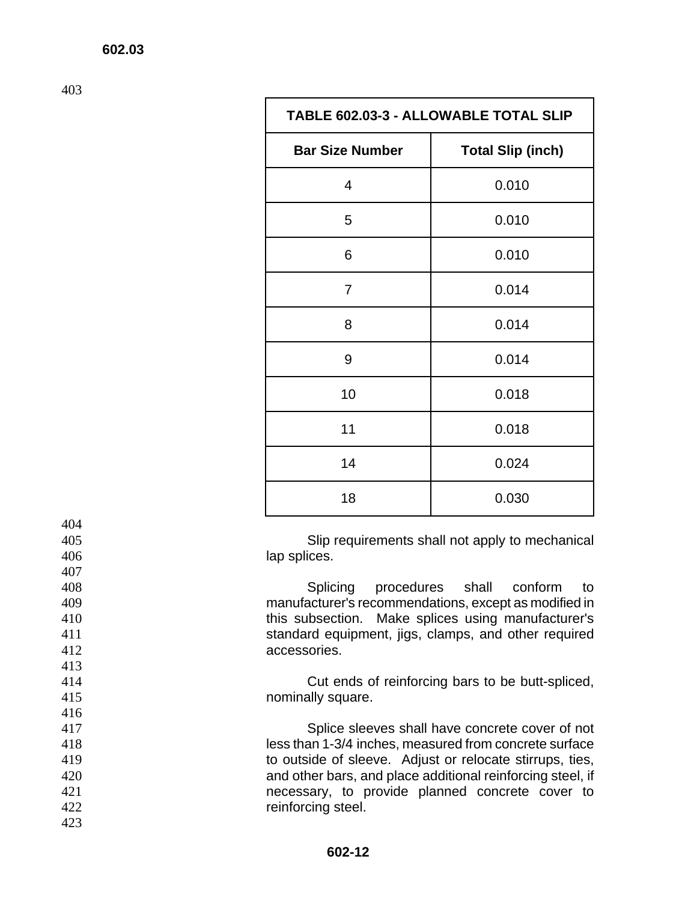| TABLE 602.03-3 - ALLOWABLE TOTAL SLIP | |
|---|---|
| **Bar Size Number** | **Total Slip (inch)** |
| 4 | 0.010 |
| 5 | 0.010 |
| 6 | 0.010 |
| 7 | 0.014 |
| 8 | 0.014 |
| 9 | 0.014 |
| 10 | 0.018 |
| 11 | 0.018 |
| 14 | 0.024 |
| 18 | 0.030 |

Slip requirements shall not apply to mechanical lap splices.

Splicing procedures shall conform to manufacturer's recommendations, except as modified in this subsection. Make splices using manufacturer's standard equipment, jigs, clamps, and other required accessories.

Cut ends of reinforcing bars to be butt-spliced, nominally square.

Splice sleeves shall have concrete cover of not less than 1-3/4 inches, measured from concrete surface to outside of sleeve. Adjust or relocate stirrups, ties, and other bars, and place additional reinforcing steel, if necessary, to provide planned concrete cover to reinforcing steel.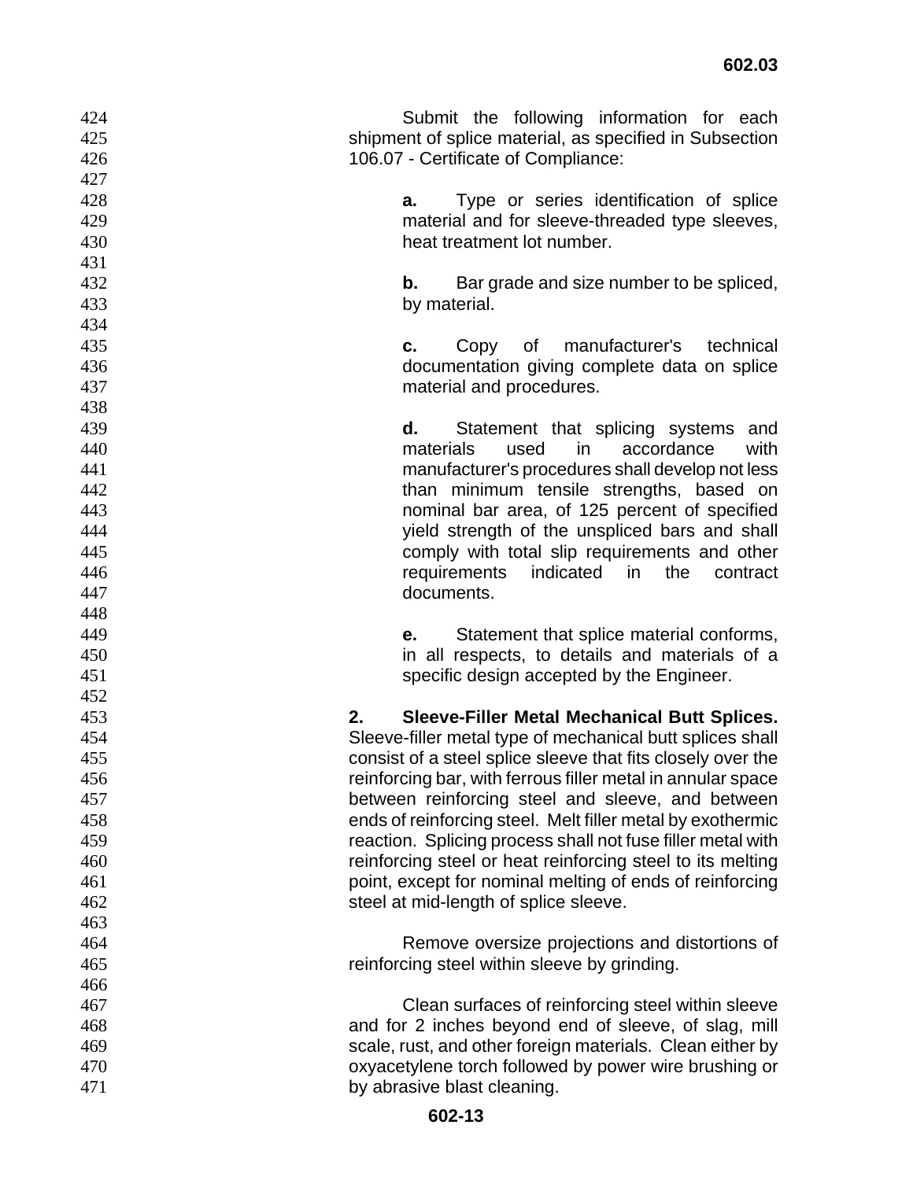Submit the following information for each shipment of splice material, as specified in Subsection 106.07 - Certificate of Compliance:

**a.** Type or series identification of splice material and for sleeve-threaded type sleeves, heat treatment lot number.

**b.** Bar grade and size number to be spliced, by material.

**c.** Copy of manufacturer's technical documentation giving complete data on splice material and procedures.

**d.** Statement that splicing systems and materials used in accordance with manufacturer's procedures shall develop not less than minimum tensile strengths, based on nominal bar area, of 125 percent of specified yield strength of the unspliced bars and shall comply with total slip requirements and other requirements indicated in the contract documents.

**e.** Statement that splice material conforms, in all respects, to details and materials of a specific design accepted by the Engineer.

**2. Sleeve-Filler Metal Mechanical Butt Splices.** Sleeve-filler metal type of mechanical butt splices shall consist of a steel splice sleeve that fits closely over the reinforcing bar, with ferrous filler metal in annular space between reinforcing steel and sleeve, and between ends of reinforcing steel. Melt filler metal by exothermic reaction. Splicing process shall not fuse filler metal with reinforcing steel or heat reinforcing steel to its melting point, except for nominal melting of ends of reinforcing steel at mid-length of splice sleeve.

Remove oversize projections and distortions of reinforcing steel within sleeve by grinding.

Clean surfaces of reinforcing steel within sleeve and for 2 inches beyond end of sleeve, of slag, mill scale, rust, and other foreign materials. Clean either by oxyacetylene torch followed by power wire brushing or by abrasive blast cleaning.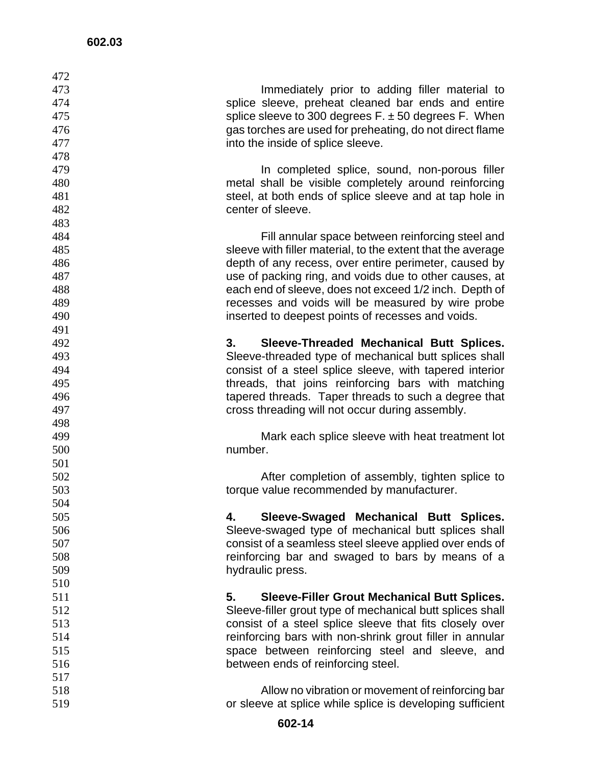Immediately prior to adding filler material to splice sleeve, preheat cleaned bar ends and entire splice sleeve to 300 degrees F. ± 50 degrees F. When gas torches are used for preheating, do not direct flame into the inside of splice sleeve.

In completed splice, sound, non-porous filler metal shall be visible completely around reinforcing steel, at both ends of splice sleeve and at tap hole in center of sleeve.

Fill annular space between reinforcing steel and sleeve with filler material, to the extent that the average depth of any recess, over entire perimeter, caused by use of packing ring, and voids due to other causes, at each end of sleeve, does not exceed 1/2 inch. Depth of recesses and voids will be measured by wire probe inserted to deepest points of recesses and voids.

**3. Sleeve-Threaded Mechanical Butt Splices.** Sleeve-threaded type of mechanical butt splices shall consist of a steel splice sleeve, with tapered interior threads, that joins reinforcing bars with matching tapered threads. Taper threads to such a degree that cross threading will not occur during assembly.

Mark each splice sleeve with heat treatment lot number.

After completion of assembly, tighten splice to torque value recommended by manufacturer.

**4. Sleeve-Swaged Mechanical Butt Splices.** Sleeve-swaged type of mechanical butt splices shall consist of a seamless steel sleeve applied over ends of reinforcing bar and swaged to bars by means of a hydraulic press.

**5. Sleeve-Filler Grout Mechanical Butt Splices.** Sleeve-filler grout type of mechanical butt splices shall consist of a steel splice sleeve that fits closely over reinforcing bars with non-shrink grout filler in annular space between reinforcing steel and sleeve, and between ends of reinforcing steel.

Allow no vibration or movement of reinforcing bar or sleeve at splice while splice is developing sufficient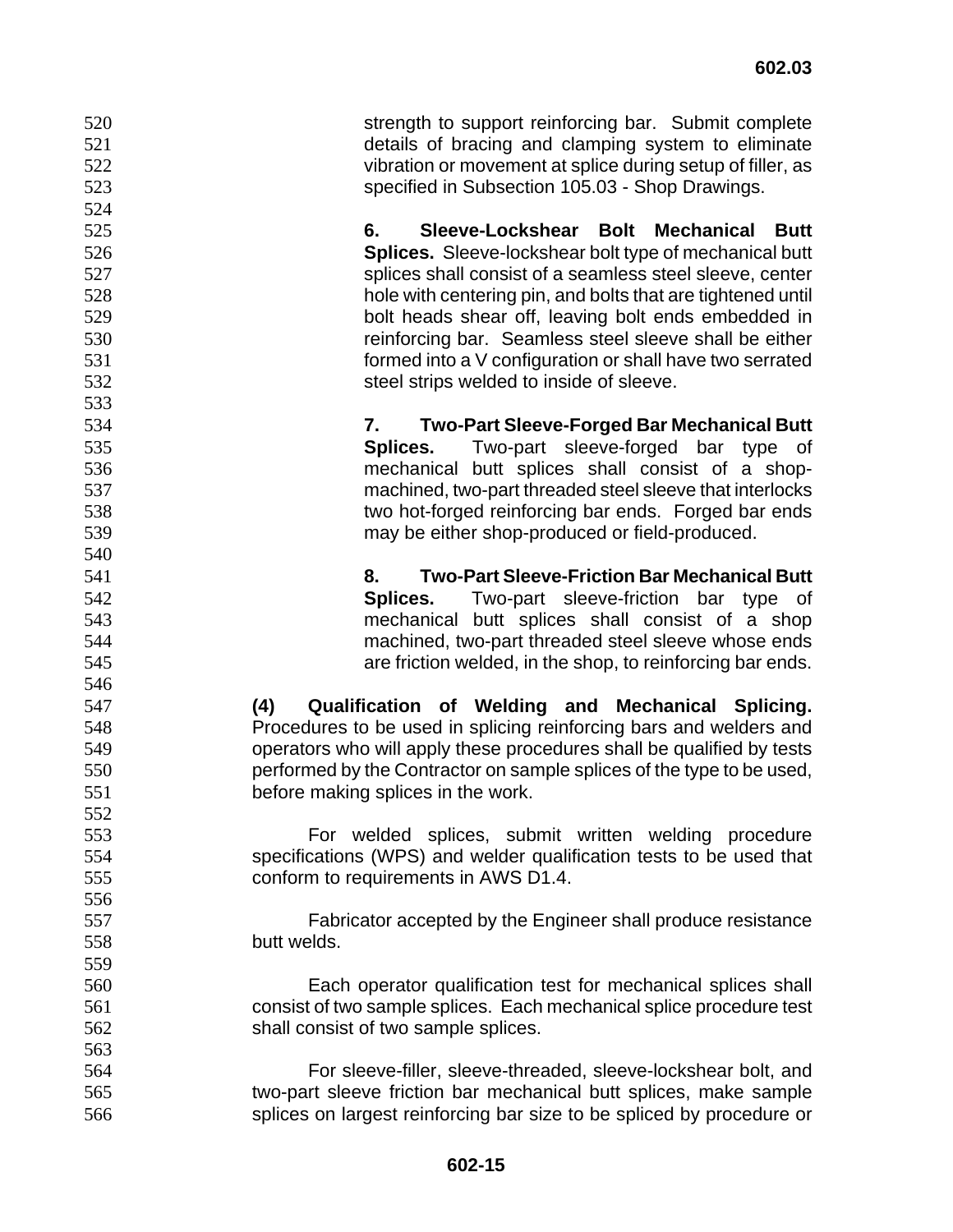strength to support reinforcing bar. Submit complete details of bracing and clamping system to eliminate vibration or movement at splice during setup of filler, as specified in Subsection 105.03 - Shop Drawings.

**6. Sleeve-Lockshear Bolt Mechanical Butt Splices.** Sleeve-lockshear bolt type of mechanical butt splices shall consist of a seamless steel sleeve, center hole with centering pin, and bolts that are tightened until bolt heads shear off, leaving bolt ends embedded in reinforcing bar. Seamless steel sleeve shall be either formed into a V configuration or shall have two serrated steel strips welded to inside of sleeve.

**7. Two-Part Sleeve-Forged Bar Mechanical Butt Splices.** Two-part sleeve-forged bar type of mechanical butt splices shall consist of a shop-machined, two-part threaded steel sleeve that interlocks two hot-forged reinforcing bar ends. Forged bar ends may be either shop-produced or field-produced.

**8. Two-Part Sleeve-Friction Bar Mechanical Butt Splices.** Two-part sleeve-friction bar type of mechanical butt splices shall consist of a shop machined, two-part threaded steel sleeve whose ends are friction welded, in the shop, to reinforcing bar ends.

**(4) Qualification of Welding and Mechanical Splicing.** Procedures to be used in splicing reinforcing bars and welders and operators who will apply these procedures shall be qualified by tests performed by the Contractor on sample splices of the type to be used, before making splices in the work.

For welded splices, submit written welding procedure specifications (WPS) and welder qualification tests to be used that conform to requirements in AWS D1.4.

Fabricator accepted by the Engineer shall produce resistance butt welds.

Each operator qualification test for mechanical splices shall consist of two sample splices. Each mechanical splice procedure test shall consist of two sample splices.

For sleeve-filler, sleeve-threaded, sleeve-lockshear bolt, and two-part sleeve friction bar mechanical butt splices, make sample splices on largest reinforcing bar size to be spliced by procedure or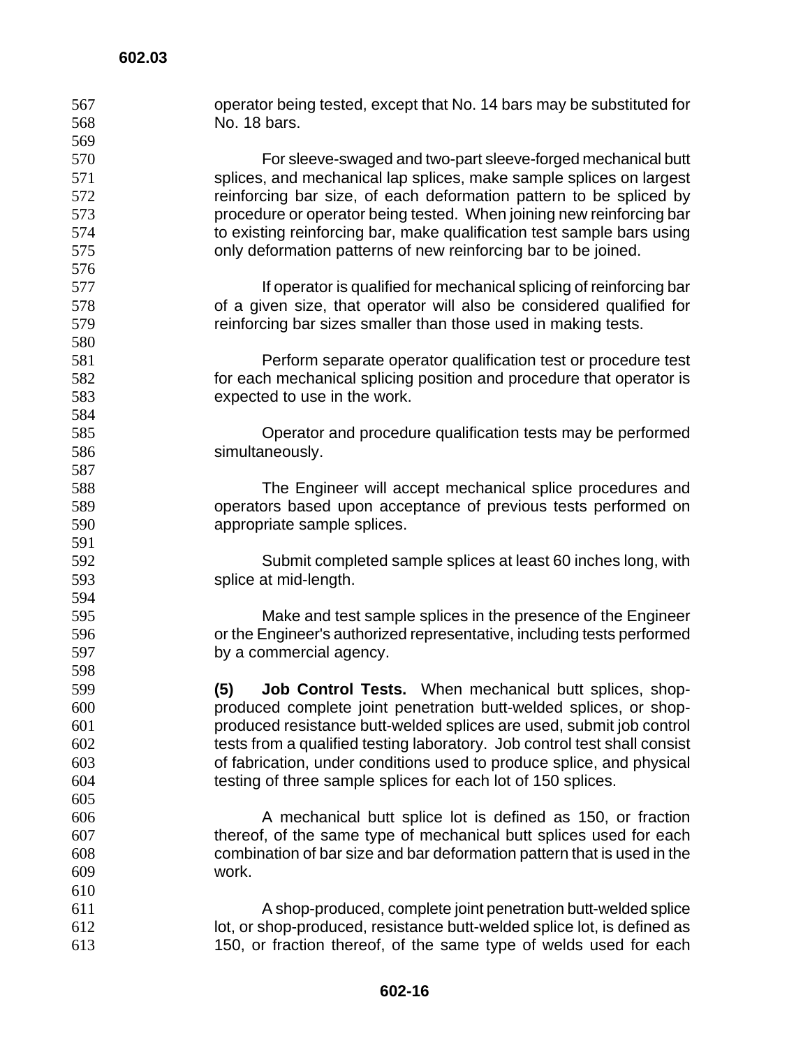operator being tested, except that No. 14 bars may be substituted for No. 18 bars.

For sleeve-swaged and two-part sleeve-forged mechanical butt splices, and mechanical lap splices, make sample splices on largest reinforcing bar size, of each deformation pattern to be spliced by procedure or operator being tested. When joining new reinforcing bar to existing reinforcing bar, make qualification test sample bars using only deformation patterns of new reinforcing bar to be joined.

If operator is qualified for mechanical splicing of reinforcing bar of a given size, that operator will also be considered qualified for reinforcing bar sizes smaller than those used in making tests.

Perform separate operator qualification test or procedure test for each mechanical splicing position and procedure that operator is expected to use in the work.

Operator and procedure qualification tests may be performed simultaneously.

The Engineer will accept mechanical splice procedures and operators based upon acceptance of previous tests performed on appropriate sample splices.

Submit completed sample splices at least 60 inches long, with splice at mid-length.

Make and test sample splices in the presence of the Engineer or the Engineer's authorized representative, including tests performed by a commercial agency.

**(5) Job Control Tests.** When mechanical butt splices, shop-produced complete joint penetration butt-welded splices, or shop-produced resistance butt-welded splices are used, submit job control tests from a qualified testing laboratory. Job control test shall consist of fabrication, under conditions used to produce splice, and physical testing of three sample splices for each lot of 150 splices.

A mechanical butt splice lot is defined as 150, or fraction thereof, of the same type of mechanical butt splices used for each combination of bar size and bar deformation pattern that is used in the work.

A shop-produced, complete joint penetration butt-welded splice lot, or shop-produced, resistance butt-welded splice lot, is defined as 150, or fraction thereof, of the same type of welds used for each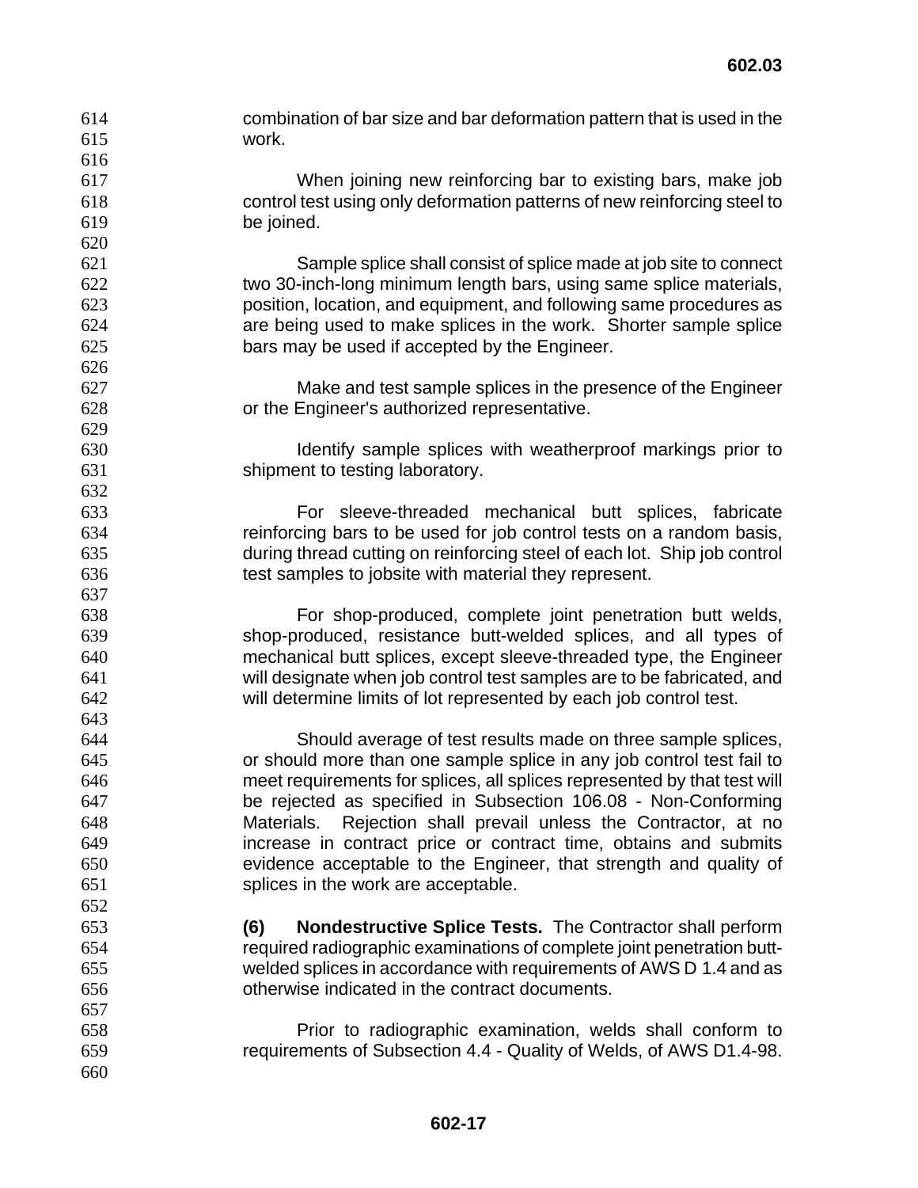combination of bar size and bar deformation pattern that is used in the work.

When joining new reinforcing bar to existing bars, make job control test using only deformation patterns of new reinforcing steel to be joined.

Sample splice shall consist of splice made at job site to connect two 30-inch-long minimum length bars, using same splice materials, position, location, and equipment, and following same procedures as are being used to make splices in the work. Shorter sample splice bars may be used if accepted by the Engineer.

Make and test sample splices in the presence of the Engineer or the Engineer's authorized representative.

Identify sample splices with weatherproof markings prior to shipment to testing laboratory.

For sleeve-threaded mechanical butt splices, fabricate reinforcing bars to be used for job control tests on a random basis, during thread cutting on reinforcing steel of each lot. Ship job control test samples to jobsite with material they represent.

For shop-produced, complete joint penetration butt welds, shop-produced, resistance butt-welded splices, and all types of mechanical butt splices, except sleeve-threaded type, the Engineer will designate when job control test samples are to be fabricated, and will determine limits of lot represented by each job control test.

Should average of test results made on three sample splices, or should more than one sample splice in any job control test fail to meet requirements for splices, all splices represented by that test will be rejected as specified in Subsection 106.08 - Non-Conforming Materials. Rejection shall prevail unless the Contractor, at no increase in contract price or contract time, obtains and submits evidence acceptable to the Engineer, that strength and quality of splices in the work are acceptable.

**(6) Nondestructive Splice Tests.** The Contractor shall perform required radiographic examinations of complete joint penetration butt-welded splices in accordance with requirements of AWS D 1.4 and as otherwise indicated in the contract documents.

Prior to radiographic examination, welds shall conform to requirements of Subsection 4.4 - Quality of Welds, of AWS D1.4-98.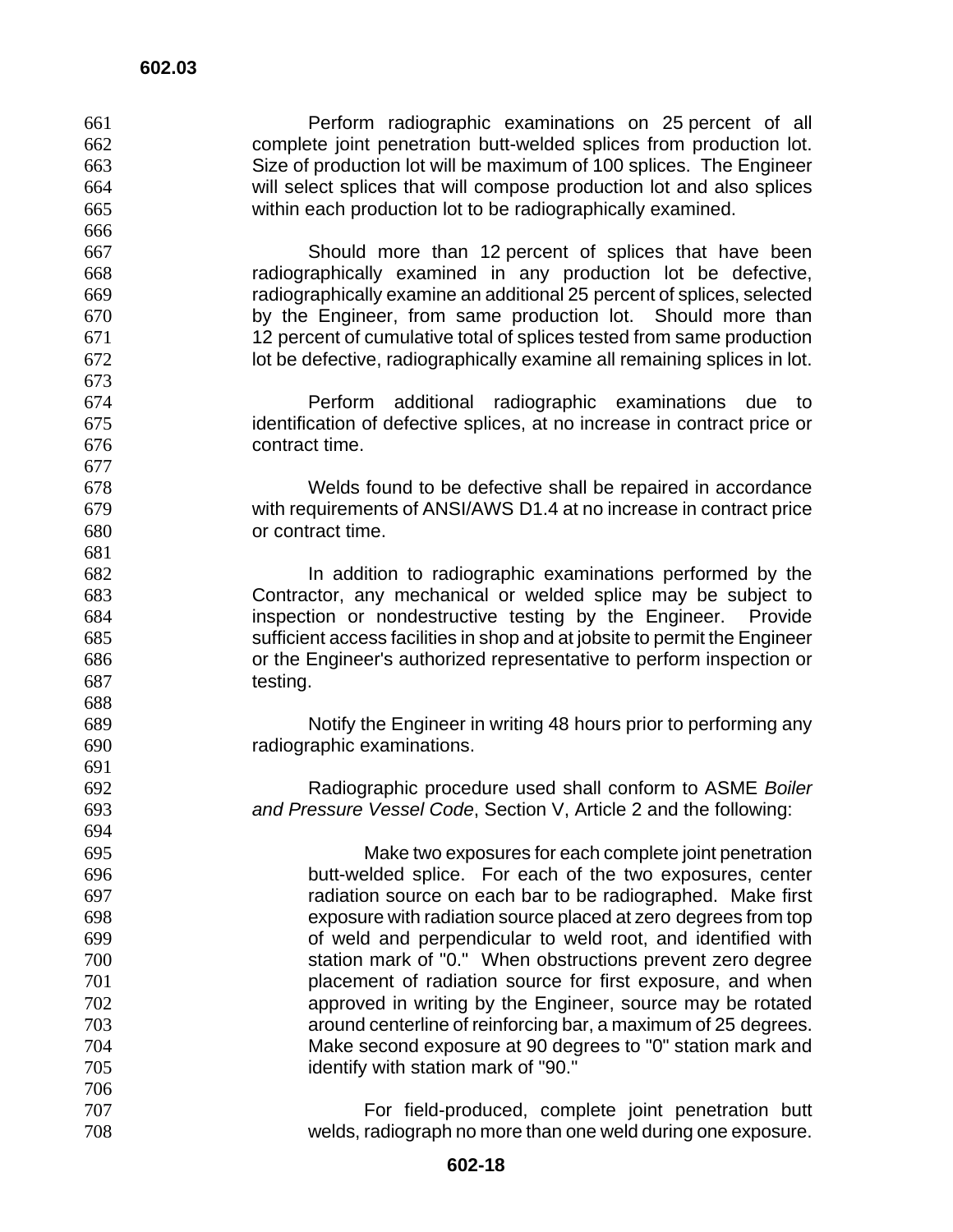Perform radiographic examinations on 25 percent of all complete joint penetration butt-welded splices from production lot. Size of production lot will be maximum of 100 splices. The Engineer will select splices that will compose production lot and also splices within each production lot to be radiographically examined.

Should more than 12 percent of splices that have been radiographically examined in any production lot be defective, radiographically examine an additional 25 percent of splices, selected by the Engineer, from same production lot. Should more than 12 percent of cumulative total of splices tested from same production lot be defective, radiographically examine all remaining splices in lot.

Perform additional radiographic examinations due to identification of defective splices, at no increase in contract price or contract time.

Welds found to be defective shall be repaired in accordance with requirements of ANSI/AWS D1.4 at no increase in contract price or contract time.

In addition to radiographic examinations performed by the Contractor, any mechanical or welded splice may be subject to inspection or nondestructive testing by the Engineer. Provide sufficient access facilities in shop and at jobsite to permit the Engineer or the Engineer's authorized representative to perform inspection or testing.

Notify the Engineer in writing 48 hours prior to performing any radiographic examinations.

Radiographic procedure used shall conform to ASME *Boiler and Pressure Vessel Code*, Section V, Article 2 and the following:

Make two exposures for each complete joint penetration butt-welded splice. For each of the two exposures, center radiation source on each bar to be radiographed. Make first exposure with radiation source placed at zero degrees from top of weld and perpendicular to weld root, and identified with station mark of "0." When obstructions prevent zero degree placement of radiation source for first exposure, and when approved in writing by the Engineer, source may be rotated around centerline of reinforcing bar, a maximum of 25 degrees. Make second exposure at 90 degrees to "0" station mark and identify with station mark of "90."

For field-produced, complete joint penetration butt welds, radiograph no more than one weld during one exposure.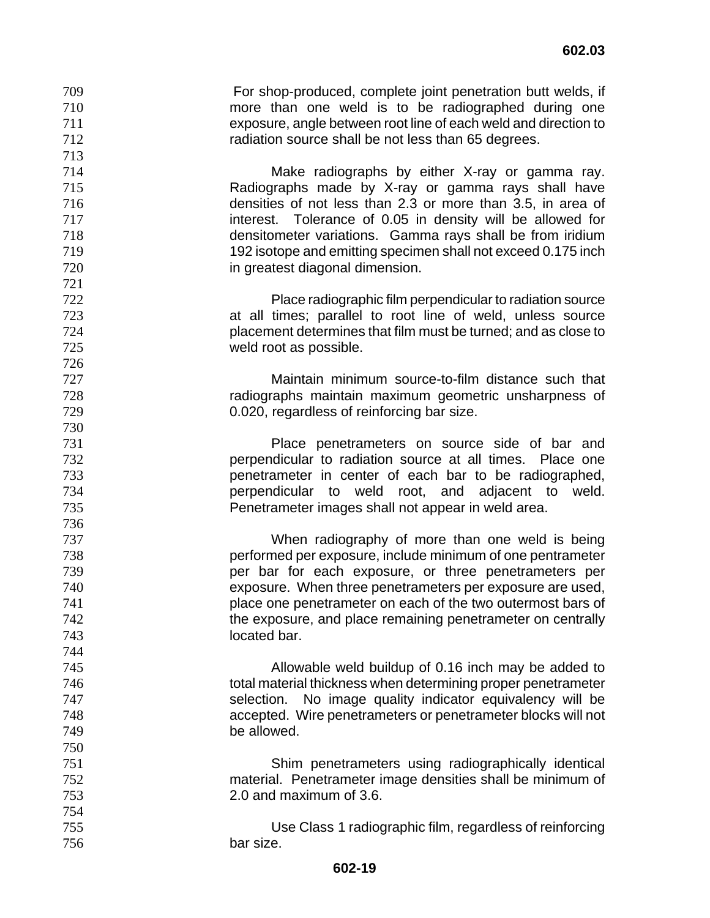For shop-produced, complete joint penetration butt welds, if more than one weld is to be radiographed during one exposure, angle between root line of each weld and direction to radiation source shall be not less than 65 degrees.

Make radiographs by either X-ray or gamma ray. Radiographs made by X-ray or gamma rays shall have densities of not less than 2.3 or more than 3.5, in area of interest. Tolerance of 0.05 in density will be allowed for densitometer variations. Gamma rays shall be from iridium 192 isotope and emitting specimen shall not exceed 0.175 inch in greatest diagonal dimension.

Place radiographic film perpendicular to radiation source at all times; parallel to root line of weld, unless source placement determines that film must be turned; and as close to weld root as possible.

Maintain minimum source-to-film distance such that radiographs maintain maximum geometric unsharpness of 0.020, regardless of reinforcing bar size.

Place penetrameters on source side of bar and perpendicular to radiation source at all times. Place one penetrameter in center of each bar to be radiographed, perpendicular to weld root, and adjacent to weld. Penetrameter images shall not appear in weld area.

When radiography of more than one weld is being performed per exposure, include minimum of one pentrameter per bar for each exposure, or three penetrameters per exposure. When three penetrameters per exposure are used, place one penetrameter on each of the two outermost bars of the exposure, and place remaining penetrameter on centrally located bar.

Allowable weld buildup of 0.16 inch may be added to total material thickness when determining proper penetrameter selection. No image quality indicator equivalency will be accepted. Wire penetrameters or penetrameter blocks will not be allowed.

Shim penetrameters using radiographically identical material. Penetrameter image densities shall be minimum of 2.0 and maximum of 3.6.

Use Class 1 radiographic film, regardless of reinforcing bar size.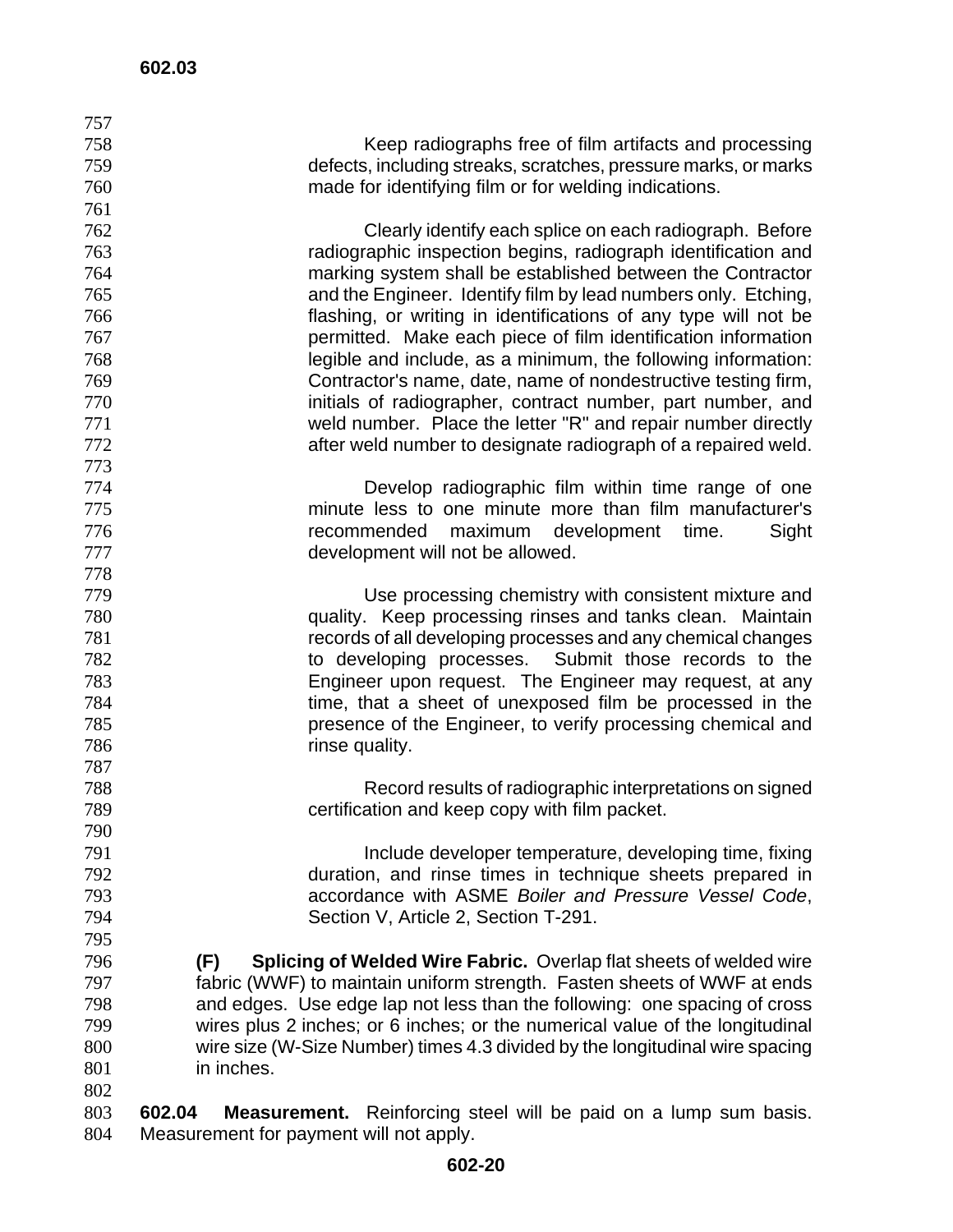Keep radiographs free of film artifacts and processing defects, including streaks, scratches, pressure marks, or marks made for identifying film or for welding indications.

Clearly identify each splice on each radiograph. Before radiographic inspection begins, radiograph identification and marking system shall be established between the Contractor and the Engineer. Identify film by lead numbers only. Etching, flashing, or writing in identifications of any type will not be permitted. Make each piece of film identification information legible and include, as a minimum, the following information: Contractor's name, date, name of nondestructive testing firm, initials of radiographer, contract number, part number, and weld number. Place the letter "R" and repair number directly after weld number to designate radiograph of a repaired weld.

Develop radiographic film within time range of one minute less to one minute more than film manufacturer's recommended maximum development time. Sight development will not be allowed.

Use processing chemistry with consistent mixture and quality. Keep processing rinses and tanks clean. Maintain records of all developing processes and any chemical changes to developing processes. Submit those records to the Engineer upon request. The Engineer may request, at any time, that a sheet of unexposed film be processed in the presence of the Engineer, to verify processing chemical and rinse quality.

Record results of radiographic interpretations on signed certification and keep copy with film packet.

Include developer temperature, developing time, fixing duration, and rinse times in technique sheets prepared in accordance with ASME *Boiler and Pressure Vessel Code*, Section V, Article 2, Section T-291.

**(F) Splicing of Welded Wire Fabric.** Overlap flat sheets of welded wire fabric (WWF) to maintain uniform strength. Fasten sheets of WWF at ends and edges. Use edge lap not less than the following: one spacing of cross wires plus 2 inches; or 6 inches; or the numerical value of the longitudinal wire size (W-Size Number) times 4.3 divided by the longitudinal wire spacing in inches.

**602.04 Measurement.** Reinforcing steel will be paid on a lump sum basis. Measurement for payment will not apply.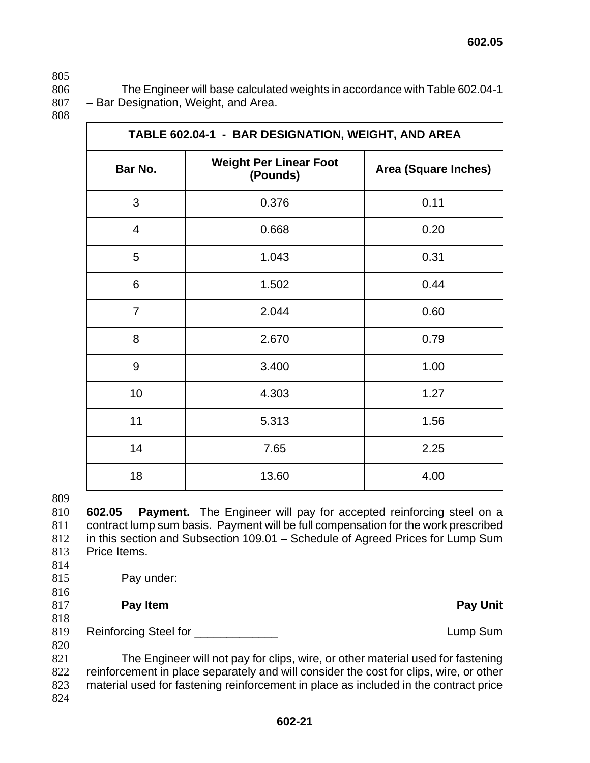The Engineer will base calculated weights in accordance with Table 602.04-1 – Bar Designation, Weight, and Area.

| TABLE 602.04-1 - BAR DESIGNATION, WEIGHT, AND AREA | | |
|---|---|---|
| **Bar No.** | **Weight Per Linear Foot (Pounds)** | **Area (Square Inches)** |
| 3 | 0.376 | 0.11 |
| 4 | 0.668 | 0.20 |
| 5 | 1.043 | 0.31 |
| 6 | 1.502 | 0.44 |
| 7 | 2.044 | 0.60 |
| 8 | 2.670 | 0.79 |
| 9 | 3.400 | 1.00 |
| 10 | 4.303 | 1.27 |
| 11 | 5.313 | 1.56 |
| 14 | 7.65 | 2.25 |
| 18 | 13.60 | 4.00 |

**602.05 Payment.** The Engineer will pay for accepted reinforcing steel on a contract lump sum basis. Payment will be full compensation for the work prescribed in this section and Subsection 109.01 – Schedule of Agreed Prices for Lump Sum Price Items.

Pay under:

| **Pay Item** | **Pay Unit** |
|---|---|
| Reinforcing Steel for _____________ | Lump Sum |

The Engineer will not pay for clips, wire, or other material used for fastening reinforcement in place separately and will consider the cost for clips, wire, or other material used for fastening reinforcement in place as included in the contract price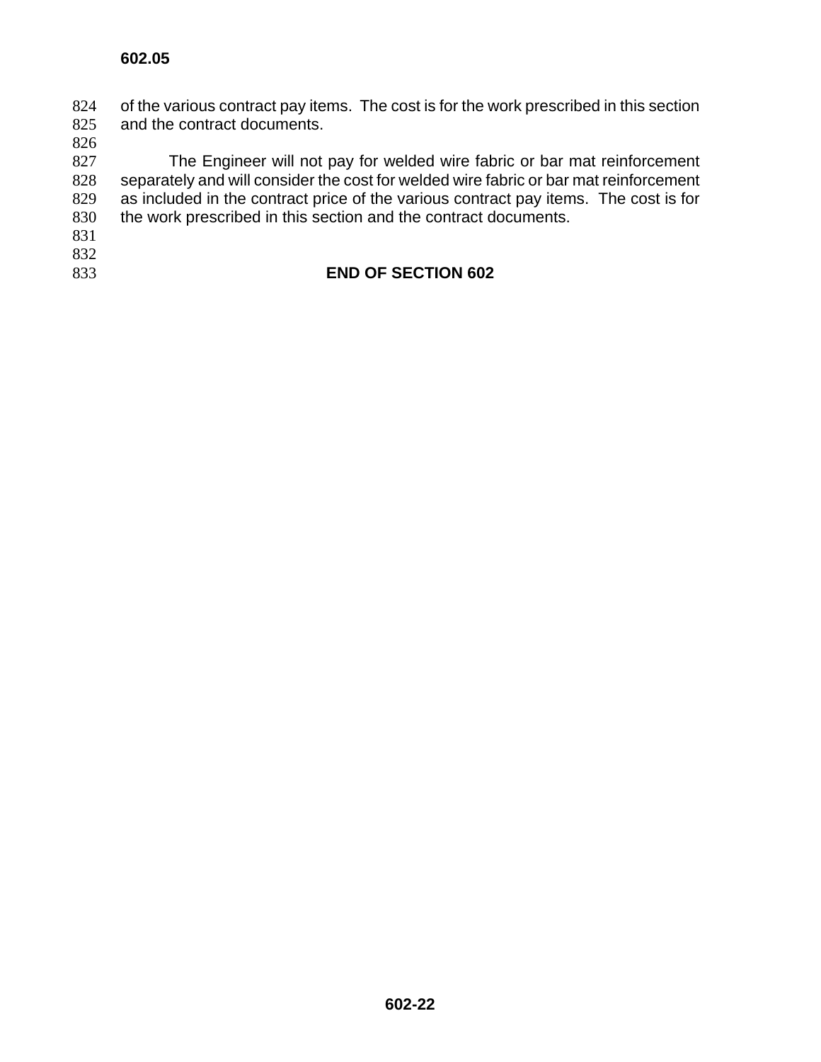of the various contract pay items. The cost is for the work prescribed in this section and the contract documents.

The Engineer will not pay for welded wire fabric or bar mat reinforcement separately and will consider the cost for welded wire fabric or bar mat reinforcement as included in the contract price of the various contract pay items. The cost is for the work prescribed in this section and the contract documents.

**END OF SECTION 602**